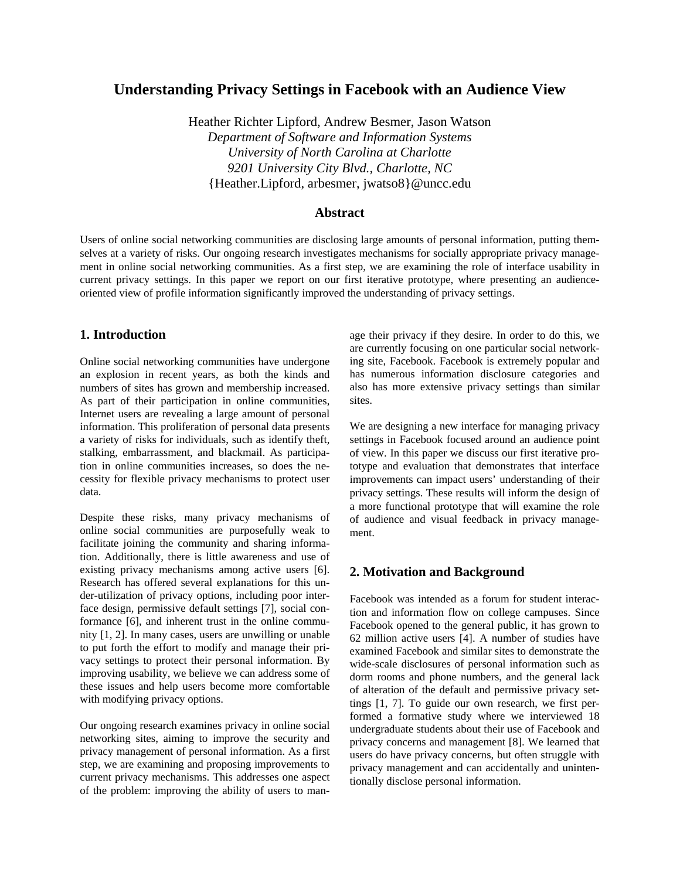# Understanding Privacy Settings in Facebook with an Audience View

Heather Richter Lipford, Andrew Besmer, Jason Watson
*Department of Software and Information Systems*
*University of North Carolina at Charlotte*
*9201 University City Blvd., Charlotte, NC*
{Heather.Lipford, arbesmer, jwatso8}@uncc.edu

## Abstract

Users of online social networking communities are disclosing large amounts of personal information, putting themselves at a variety of risks. Our ongoing research investigates mechanisms for socially appropriate privacy management in online social networking communities. As a first step, we are examining the role of interface usability in current privacy settings. In this paper we report on our first iterative prototype, where presenting an audience-oriented view of profile information significantly improved the understanding of privacy settings.

## 1. Introduction

Online social networking communities have undergone an explosion in recent years, as both the kinds and numbers of sites has grown and membership increased. As part of their participation in online communities, Internet users are revealing a large amount of personal information. This proliferation of personal data presents a variety of risks for individuals, such as identify theft, stalking, embarrassment, and blackmail. As participation in online communities increases, so does the necessity for flexible privacy mechanisms to protect user data.

Despite these risks, many privacy mechanisms of online social communities are purposefully weak to facilitate joining the community and sharing information. Additionally, there is little awareness and use of existing privacy mechanisms among active users [6]. Research has offered several explanations for this under-utilization of privacy options, including poor interface design, permissive default settings [7], social conformance [6], and inherent trust in the online community [1, 2]. In many cases, users are unwilling or unable to put forth the effort to modify and manage their privacy settings to protect their personal information. By improving usability, we believe we can address some of these issues and help users become more comfortable with modifying privacy options.

Our ongoing research examines privacy in online social networking sites, aiming to improve the security and privacy management of personal information. As a first step, we are examining and proposing improvements to current privacy mechanisms. This addresses one aspect of the problem: improving the ability of users to manage their privacy if they desire. In order to do this, we are currently focusing on one particular social networking site, Facebook. Facebook is extremely popular and has numerous information disclosure categories and also has more extensive privacy settings than similar sites.

We are designing a new interface for managing privacy settings in Facebook focused around an audience point of view. In this paper we discuss our first iterative prototype and evaluation that demonstrates that interface improvements can impact users' understanding of their privacy settings. These results will inform the design of a more functional prototype that will examine the role of audience and visual feedback in privacy management.

## 2. Motivation and Background

Facebook was intended as a forum for student interaction and information flow on college campuses. Since Facebook opened to the general public, it has grown to 62 million active users [4]. A number of studies have examined Facebook and similar sites to demonstrate the wide-scale disclosures of personal information such as dorm rooms and phone numbers, and the general lack of alteration of the default and permissive privacy settings [1, 7]. To guide our own research, we first performed a formative study where we interviewed 18 undergraduate students about their use of Facebook and privacy concerns and management [8]. We learned that users do have privacy concerns, but often struggle with privacy management and can accidentally and unintentionally disclose personal information.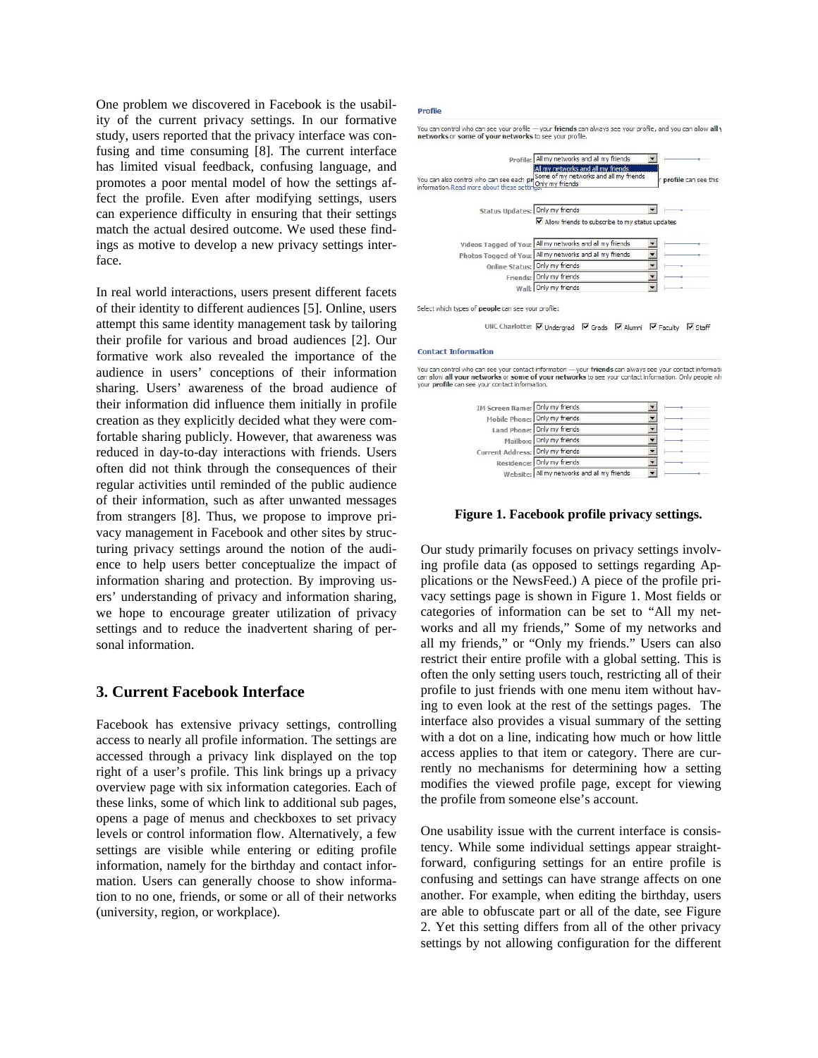One problem we discovered in Facebook is the usability of the current privacy settings. In our formative study, users reported that the privacy interface was confusing and time consuming [8]. The current interface has limited visual feedback, confusing language, and promotes a poor mental model of how the settings affect the profile. Even after modifying settings, users can experience difficulty in ensuring that their settings match the actual desired outcome. We used these findings as motive to develop a new privacy settings interface.

In real world interactions, users present different facets of their identity to different audiences [5]. Online, users attempt this same identity management task by tailoring their profile for various and broad audiences [2]. Our formative work also revealed the importance of the audience in users' conceptions of their information sharing. Users' awareness of the broad audience of their information did influence them initially in profile creation as they explicitly decided what they were comfortable sharing publicly. However, that awareness was reduced in day-to-day interactions with friends. Users often did not think through the consequences of their regular activities until reminded of the public audience of their information, such as after unwanted messages from strangers [8]. Thus, we propose to improve privacy management in Facebook and other sites by structuring privacy settings around the notion of the audience to help users better conceptualize the impact of information sharing and protection. By improving users' understanding of privacy and information sharing, we hope to encourage greater utilization of privacy settings and to reduce the inadvertent sharing of personal information.

## 3. Current Facebook Interface

Facebook has extensive privacy settings, controlling access to nearly all profile information. The settings are accessed through a privacy link displayed on the top right of a user's profile. This link brings up a privacy overview page with six information categories. Each of these links, some of which link to additional sub pages, opens a page of menus and checkboxes to set privacy levels or control information flow. Alternatively, a few settings are visible while entering or editing profile information, namely for the birthday and contact information. Users can generally choose to show information to no one, friends, or some or all of their networks (university, region, or workplace).

**Figure 1. Facebook profile privacy settings.**

Our study primarily focuses on privacy settings involving profile data (as opposed to settings regarding Applications or the NewsFeed.) A piece of the profile privacy settings page is shown in Figure 1. Most fields or categories of information can be set to "All my networks and all my friends," Some of my networks and all my friends," or "Only my friends." Users can also restrict their entire profile with a global setting. This is often the only setting users touch, restricting all of their profile to just friends with one menu item without having to even look at the rest of the settings pages. The interface also provides a visual summary of the setting with a dot on a line, indicating how much or how little access applies to that item or category. There are currently no mechanisms for determining how a setting modifies the viewed profile page, except for viewing the profile from someone else's account.

One usability issue with the current interface is consistency. While some individual settings appear straightforward, configuring settings for an entire profile is confusing and settings can have strange affects on one another. For example, when editing the birthday, users are able to obfuscate part or all of the date, see Figure 2. Yet this setting differs from all of the other privacy settings by not allowing configuration for the different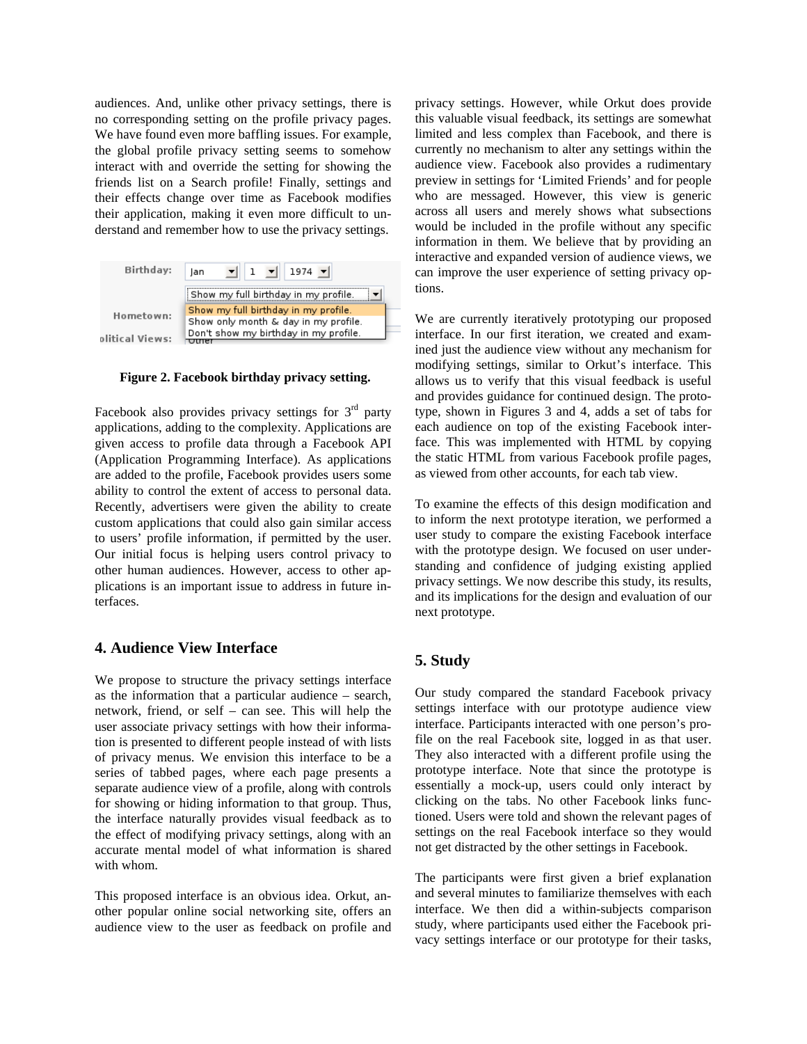audiences. And, unlike other privacy settings, there is no corresponding setting on the profile privacy pages. We have found even more baffling issues. For example, the global profile privacy setting seems to somehow interact with and override the setting for showing the friends list on a Search profile! Finally, settings and their effects change over time as Facebook modifies their application, making it even more difficult to understand and remember how to use the privacy settings.

**Figure 2. Facebook birthday privacy setting.**

Facebook also provides privacy settings for 3rd party applications, adding to the complexity. Applications are given access to profile data through a Facebook API (Application Programming Interface). As applications are added to the profile, Facebook provides users some ability to control the extent of access to personal data. Recently, advertisers were given the ability to create custom applications that could also gain similar access to users' profile information, if permitted by the user. Our initial focus is helping users control privacy to other human audiences. However, access to other applications is an important issue to address in future interfaces.

## 4. Audience View Interface

We propose to structure the privacy settings interface as the information that a particular audience – search, network, friend, or self – can see. This will help the user associate privacy settings with how their information is presented to different people instead of with lists of privacy menus. We envision this interface to be a series of tabbed pages, where each page presents a separate audience view of a profile, along with controls for showing or hiding information to that group. Thus, the interface naturally provides visual feedback as to the effect of modifying privacy settings, along with an accurate mental model of what information is shared with whom.

This proposed interface is an obvious idea. Orkut, another popular online social networking site, offers an audience view to the user as feedback on profile and privacy settings. However, while Orkut does provide this valuable visual feedback, its settings are somewhat limited and less complex than Facebook, and there is currently no mechanism to alter any settings within the audience view. Facebook also provides a rudimentary preview in settings for 'Limited Friends' and for people who are messaged. However, this view is generic across all users and merely shows what subsections would be included in the profile without any specific information in them. We believe that by providing an interactive and expanded version of audience views, we can improve the user experience of setting privacy options.

We are currently iteratively prototyping our proposed interface. In our first iteration, we created and examined just the audience view without any mechanism for modifying settings, similar to Orkut's interface. This allows us to verify that this visual feedback is useful and provides guidance for continued design. The prototype, shown in Figures 3 and 4, adds a set of tabs for each audience on top of the existing Facebook interface. This was implemented with HTML by copying the static HTML from various Facebook profile pages, as viewed from other accounts, for each tab view.

To examine the effects of this design modification and to inform the next prototype iteration, we performed a user study to compare the existing Facebook interface with the prototype design. We focused on user understanding and confidence of judging existing applied privacy settings. We now describe this study, its results, and its implications for the design and evaluation of our next prototype.

## 5. Study

Our study compared the standard Facebook privacy settings interface with our prototype audience view interface. Participants interacted with one person's profile on the real Facebook site, logged in as that user. They also interacted with a different profile using the prototype interface. Note that since the prototype is essentially a mock-up, users could only interact by clicking on the tabs. No other Facebook links functioned. Users were told and shown the relevant pages of settings on the real Facebook interface so they would not get distracted by the other settings in Facebook.

The participants were first given a brief explanation and several minutes to familiarize themselves with each interface. We then did a within-subjects comparison study, where participants used either the Facebook privacy settings interface or our prototype for their tasks,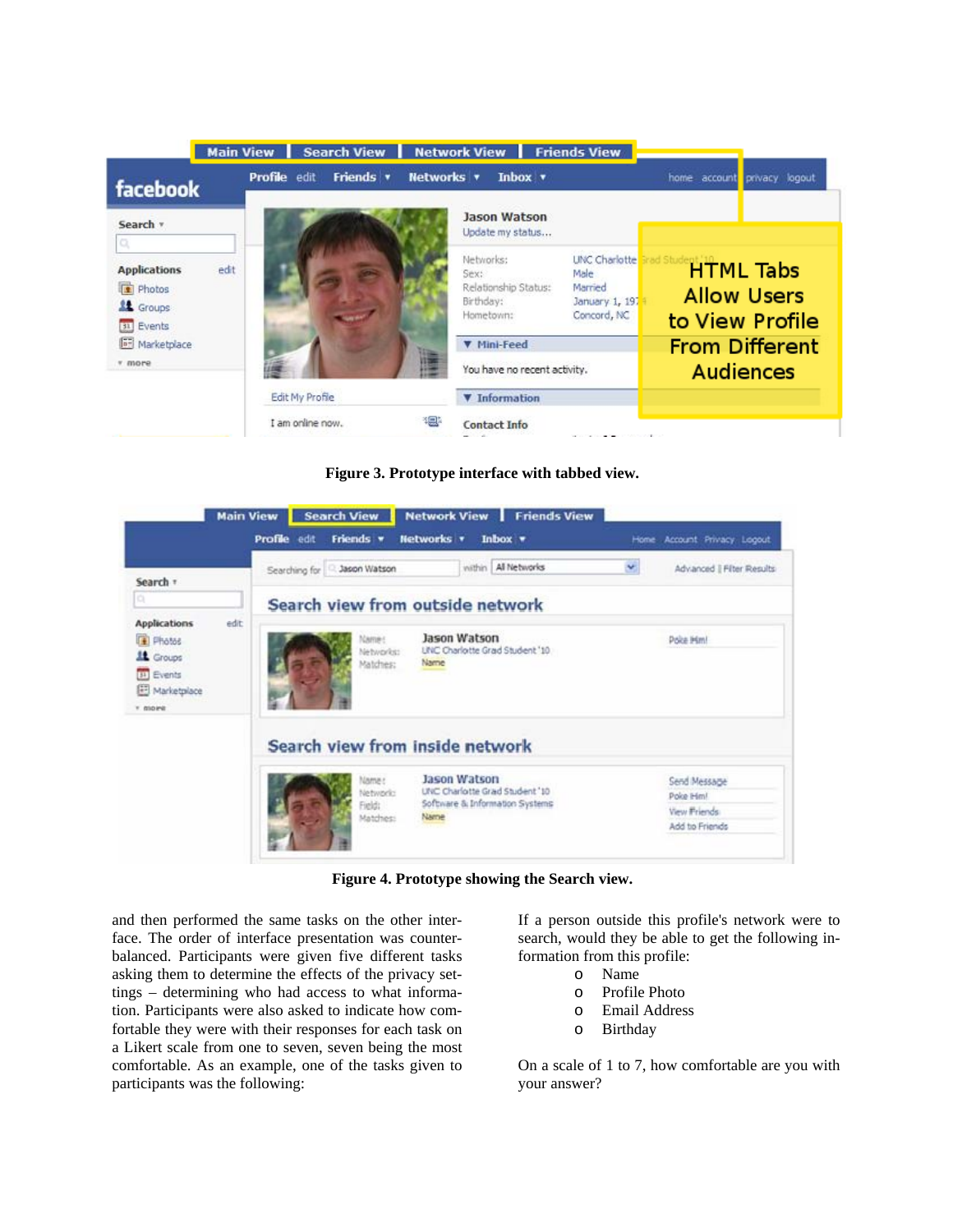Figure 3. Prototype interface with tabbed view.

Figure 4. Prototype showing the Search view.

and then performed the same tasks on the other interface. The order of interface presentation was counterbalanced. Participants were given five different tasks asking them to determine the effects of the privacy settings – determining who had access to what information. Participants were also asked to indicate how comfortable they were with their responses for each task on a Likert scale from one to seven, seven being the most comfortable. As an example, one of the tasks given to participants was the following:

If a person outside this profile's network were to search, would they be able to get the following information from this profile:

- Name
- Profile Photo
- Email Address
- Birthday

On a scale of 1 to 7, how comfortable are you with your answer?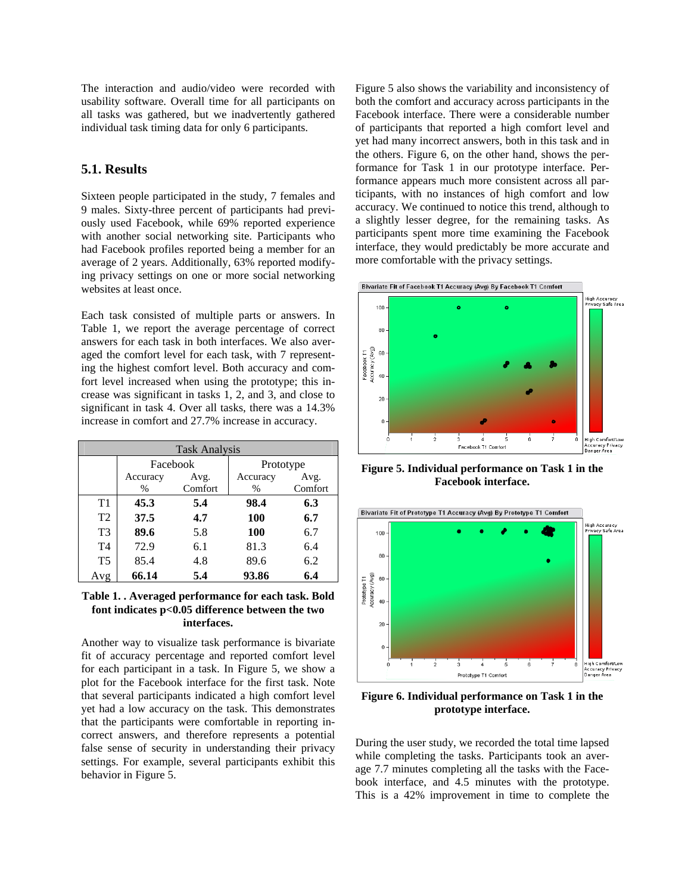The interaction and audio/video were recorded with usability software. Overall time for all participants on all tasks was gathered, but we inadvertently gathered individual task timing data for only 6 participants.

## 5.1. Results

Sixteen people participated in the study, 7 females and 9 males. Sixty-three percent of participants had previously used Facebook, while 69% reported experience with another social networking site. Participants who had Facebook profiles reported being a member for an average of 2 years. Additionally, 63% reported modifying privacy settings on one or more social networking websites at least once.

Each task consisted of multiple parts or answers. In Table 1, we report the average percentage of correct answers for each task in both interfaces. We also averaged the comfort level for each task, with 7 representing the highest comfort level. Both accuracy and comfort level increased when using the prototype; this increase was significant in tasks 1, 2, and 3, and close to significant in task 4. Over all tasks, there was a 14.3% increase in comfort and 27.7% increase in accuracy.

| Task Analysis | | | | |
|---|---|---|---|---|
| | Facebook | | Prototype | |
| | Accuracy % | Avg. Comfort | Accuracy % | Avg. Comfort |
| T1 | **45.3** | **5.4** | **98.4** | **6.3** |
| T2 | **37.5** | **4.7** | **100** | **6.7** |
| T3 | **89.6** | 5.8 | **100** | 6.7 |
| T4 | 72.9 | 6.1 | 81.3 | 6.4 |
| T5 | 85.4 | 4.8 | 89.6 | 6.2 |
| Avg | **66.14** | **5.4** | **93.86** | **6.4** |

**Table 1. . Averaged performance for each task. Bold font indicates p<0.05 difference between the two interfaces.**

Another way to visualize task performance is bivariate fit of accuracy percentage and reported comfort level for each participant in a task. In Figure 5, we show a plot for the Facebook interface for the first task. Note that several participants indicated a high comfort level yet had a low accuracy on the task. This demonstrates that the participants were comfortable in reporting incorrect answers, and therefore represents a potential false sense of security in understanding their privacy settings. For example, several participants exhibit this behavior in Figure 5.

Figure 5 also shows the variability and inconsistency of both the comfort and accuracy across participants in the Facebook interface. There were a considerable number of participants that reported a high comfort level and yet had many incorrect answers, both in this task and in the others. Figure 6, on the other hand, shows the performance for Task 1 in our prototype interface. Performance appears much more consistent across all participants, with no instances of high comfort and low accuracy. We continued to notice this trend, although to a slightly lesser degree, for the remaining tasks. As participants spent more time examining the Facebook interface, they would predictably be more accurate and more comfortable with the privacy settings.

**Figure 5. Individual performance on Task 1 in the Facebook interface.**

**Figure 6. Individual performance on Task 1 in the prototype interface.**

During the user study, we recorded the total time lapsed while completing the tasks. Participants took an average 7.7 minutes completing all the tasks with the Facebook interface, and 4.5 minutes with the prototype. This is a 42% improvement in time to complete the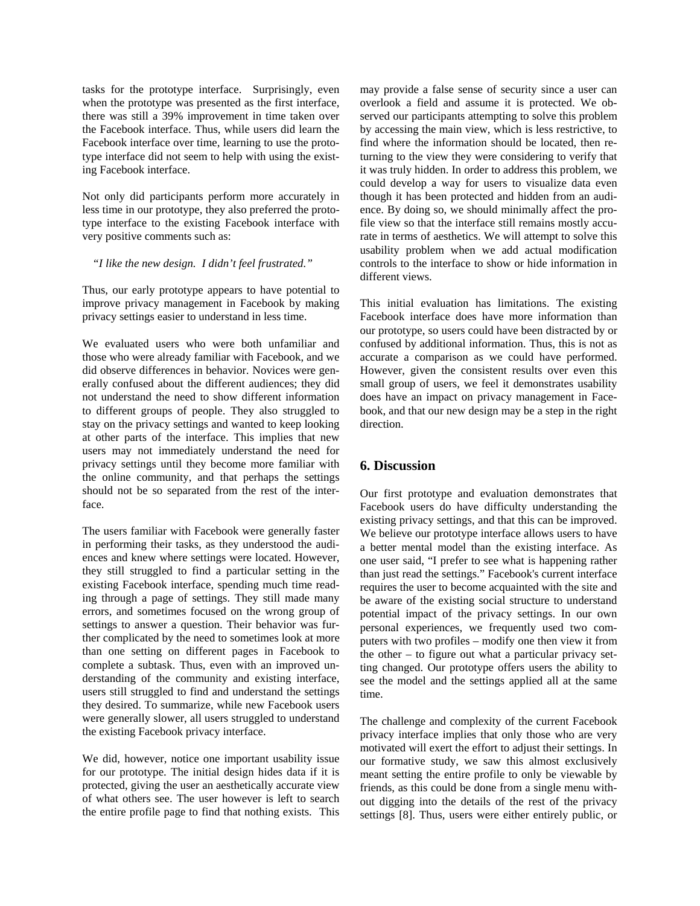tasks for the prototype interface. Surprisingly, even when the prototype was presented as the first interface, there was still a 39% improvement in time taken over the Facebook interface. Thus, while users did learn the Facebook interface over time, learning to use the prototype interface did not seem to help with using the existing Facebook interface.

Not only did participants perform more accurately in less time in our prototype, they also preferred the prototype interface to the existing Facebook interface with very positive comments such as:

*"I like the new design. I didn't feel frustrated."*

Thus, our early prototype appears to have potential to improve privacy management in Facebook by making privacy settings easier to understand in less time.

We evaluated users who were both unfamiliar and those who were already familiar with Facebook, and we did observe differences in behavior. Novices were generally confused about the different audiences; they did not understand the need to show different information to different groups of people. They also struggled to stay on the privacy settings and wanted to keep looking at other parts of the interface. This implies that new users may not immediately understand the need for privacy settings until they become more familiar with the online community, and that perhaps the settings should not be so separated from the rest of the interface.

The users familiar with Facebook were generally faster in performing their tasks, as they understood the audiences and knew where settings were located. However, they still struggled to find a particular setting in the existing Facebook interface, spending much time reading through a page of settings. They still made many errors, and sometimes focused on the wrong group of settings to answer a question. Their behavior was further complicated by the need to sometimes look at more than one setting on different pages in Facebook to complete a subtask. Thus, even with an improved understanding of the community and existing interface, users still struggled to find and understand the settings they desired. To summarize, while new Facebook users were generally slower, all users struggled to understand the existing Facebook privacy interface.

We did, however, notice one important usability issue for our prototype. The initial design hides data if it is protected, giving the user an aesthetically accurate view of what others see. The user however is left to search the entire profile page to find that nothing exists. This may provide a false sense of security since a user can overlook a field and assume it is protected. We observed our participants attempting to solve this problem by accessing the main view, which is less restrictive, to find where the information should be located, then returning to the view they were considering to verify that it was truly hidden. In order to address this problem, we could develop a way for users to visualize data even though it has been protected and hidden from an audience. By doing so, we should minimally affect the profile view so that the interface still remains mostly accurate in terms of aesthetics. We will attempt to solve this usability problem when we add actual modification controls to the interface to show or hide information in different views.

This initial evaluation has limitations. The existing Facebook interface does have more information than our prototype, so users could have been distracted by or confused by additional information. Thus, this is not as accurate a comparison as we could have performed. However, given the consistent results over even this small group of users, we feel it demonstrates usability does have an impact on privacy management in Facebook, and that our new design may be a step in the right direction.

## 6. Discussion

Our first prototype and evaluation demonstrates that Facebook users do have difficulty understanding the existing privacy settings, and that this can be improved. We believe our prototype interface allows users to have a better mental model than the existing interface. As one user said, "I prefer to see what is happening rather than just read the settings." Facebook's current interface requires the user to become acquainted with the site and be aware of the existing social structure to understand potential impact of the privacy settings. In our own personal experiences, we frequently used two computers with two profiles – modify one then view it from the other – to figure out what a particular privacy setting changed. Our prototype offers users the ability to see the model and the settings applied all at the same time.

The challenge and complexity of the current Facebook privacy interface implies that only those who are very motivated will exert the effort to adjust their settings. In our formative study, we saw this almost exclusively meant setting the entire profile to only be viewable by friends, as this could be done from a single menu without digging into the details of the rest of the privacy settings [8]. Thus, users were either entirely public, or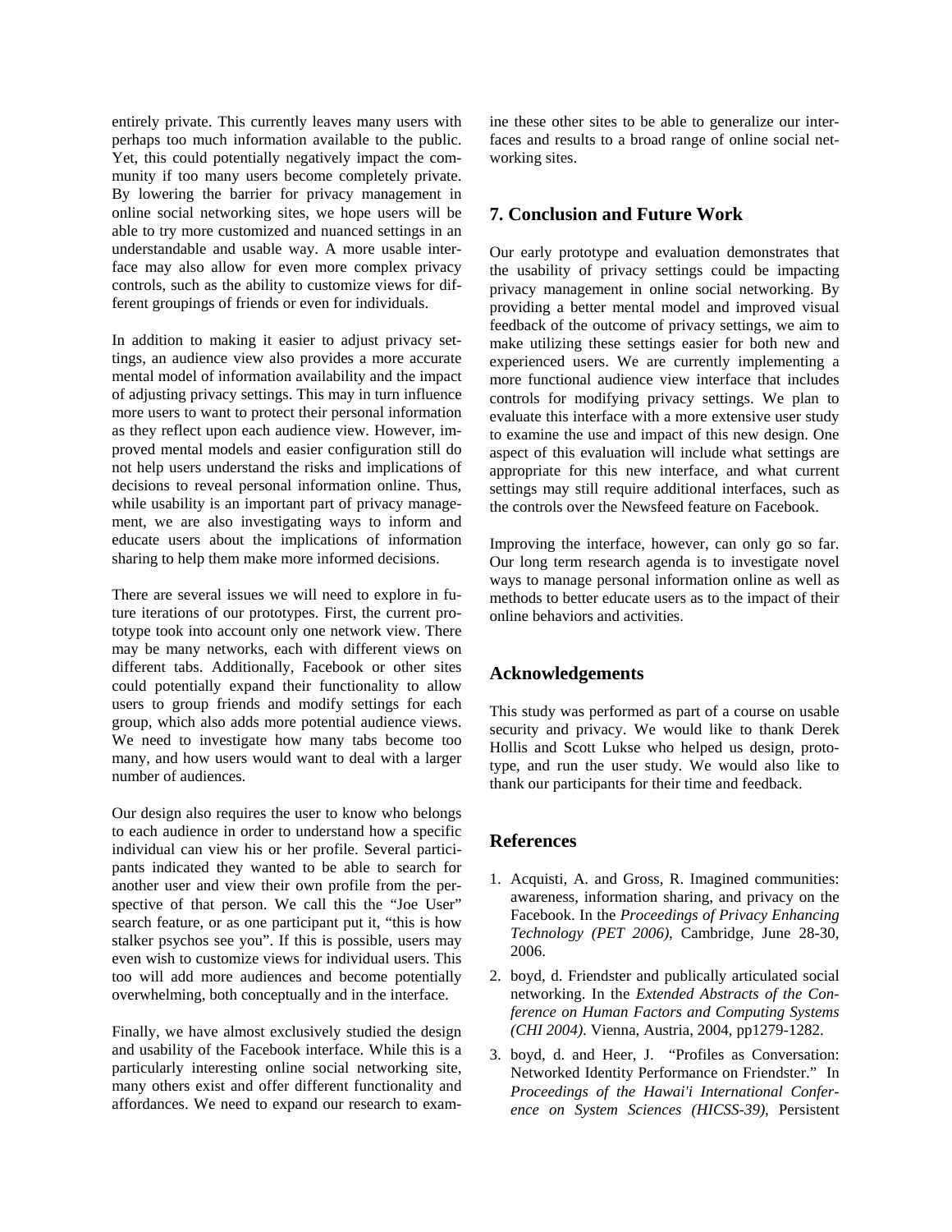entirely private. This currently leaves many users with perhaps too much information available to the public. Yet, this could potentially negatively impact the community if too many users become completely private. By lowering the barrier for privacy management in online social networking sites, we hope users will be able to try more customized and nuanced settings in an understandable and usable way. A more usable interface may also allow for even more complex privacy controls, such as the ability to customize views for different groupings of friends or even for individuals.

In addition to making it easier to adjust privacy settings, an audience view also provides a more accurate mental model of information availability and the impact of adjusting privacy settings. This may in turn influence more users to want to protect their personal information as they reflect upon each audience view. However, improved mental models and easier configuration still do not help users understand the risks and implications of decisions to reveal personal information online. Thus, while usability is an important part of privacy management, we are also investigating ways to inform and educate users about the implications of information sharing to help them make more informed decisions.

There are several issues we will need to explore in future iterations of our prototypes. First, the current prototype took into account only one network view. There may be many networks, each with different views on different tabs. Additionally, Facebook or other sites could potentially expand their functionality to allow users to group friends and modify settings for each group, which also adds more potential audience views. We need to investigate how many tabs become too many, and how users would want to deal with a larger number of audiences.

Our design also requires the user to know who belongs to each audience in order to understand how a specific individual can view his or her profile. Several participants indicated they wanted to be able to search for another user and view their own profile from the perspective of that person. We call this the "Joe User" search feature, or as one participant put it, "this is how stalker psychos see you". If this is possible, users may even wish to customize views for individual users. This too will add more audiences and become potentially overwhelming, both conceptually and in the interface.

Finally, we have almost exclusively studied the design and usability of the Facebook interface. While this is a particularly interesting online social networking site, many others exist and offer different functionality and affordances. We need to expand our research to examine these other sites to be able to generalize our interfaces and results to a broad range of online social networking sites.

## 7. Conclusion and Future Work

Our early prototype and evaluation demonstrates that the usability of privacy settings could be impacting privacy management in online social networking. By providing a better mental model and improved visual feedback of the outcome of privacy settings, we aim to make utilizing these settings easier for both new and experienced users. We are currently implementing a more functional audience view interface that includes controls for modifying privacy settings. We plan to evaluate this interface with a more extensive user study to examine the use and impact of this new design. One aspect of this evaluation will include what settings are appropriate for this new interface, and what current settings may still require additional interfaces, such as the controls over the Newsfeed feature on Facebook.

Improving the interface, however, can only go so far. Our long term research agenda is to investigate novel ways to manage personal information online as well as methods to better educate users as to the impact of their online behaviors and activities.

## Acknowledgements

This study was performed as part of a course on usable security and privacy. We would like to thank Derek Hollis and Scott Lukse who helped us design, prototype, and run the user study. We would also like to thank our participants for their time and feedback.

## References

1. Acquisti, A. and Gross, R. Imagined communities: awareness, information sharing, and privacy on the Facebook. In the *Proceedings of Privacy Enhancing Technology (PET 2006)*, Cambridge, June 28-30, 2006.
2. boyd, d. Friendster and publically articulated social networking. In the *Extended Abstracts of the Conference on Human Factors and Computing Systems (CHI 2004)*. Vienna, Austria, 2004, pp1279-1282.
3. boyd, d. and Heer, J. "Profiles as Conversation: Networked Identity Performance on Friendster." In *Proceedings of the Hawai'i International Conference on System Sciences (HICSS-39)*, Persistent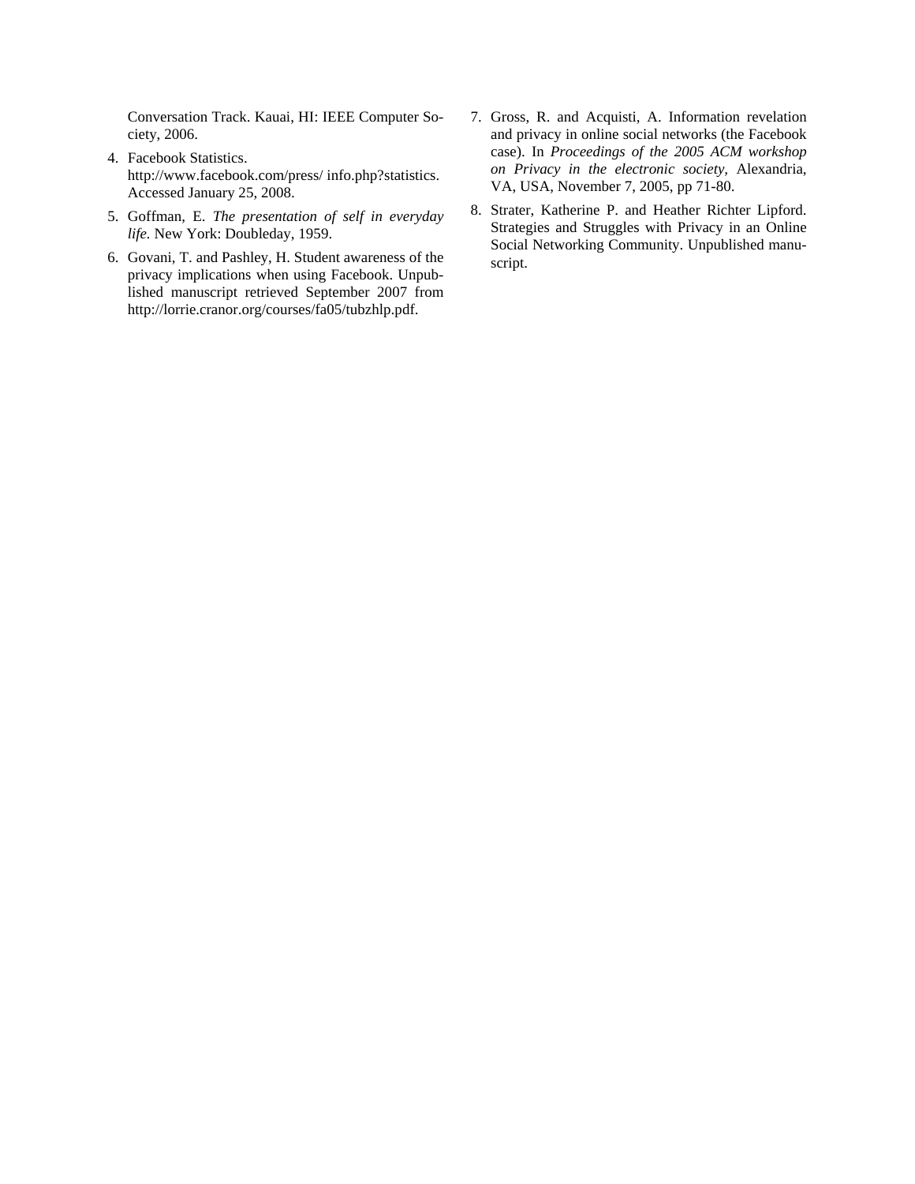Conversation Track. Kauai, HI: IEEE Computer Society, 2006.

4. Facebook Statistics. http://www.facebook.com/press/ info.php?statistics. Accessed January 25, 2008.

5. Goffman, E. *The presentation of self in everyday life.* New York: Doubleday, 1959.

6. Govani, T. and Pashley, H. Student awareness of the privacy implications when using Facebook. Unpublished manuscript retrieved September 2007 from http://lorrie.cranor.org/courses/fa05/tubzhlp.pdf.

7. Gross, R. and Acquisti, A. Information revelation and privacy in online social networks (the Facebook case). In *Proceedings of the 2005 ACM workshop on Privacy in the electronic society,* Alexandria, VA, USA, November 7, 2005, pp 71-80.

8. Strater, Katherine P. and Heather Richter Lipford. Strategies and Struggles with Privacy in an Online Social Networking Community. Unpublished manuscript.